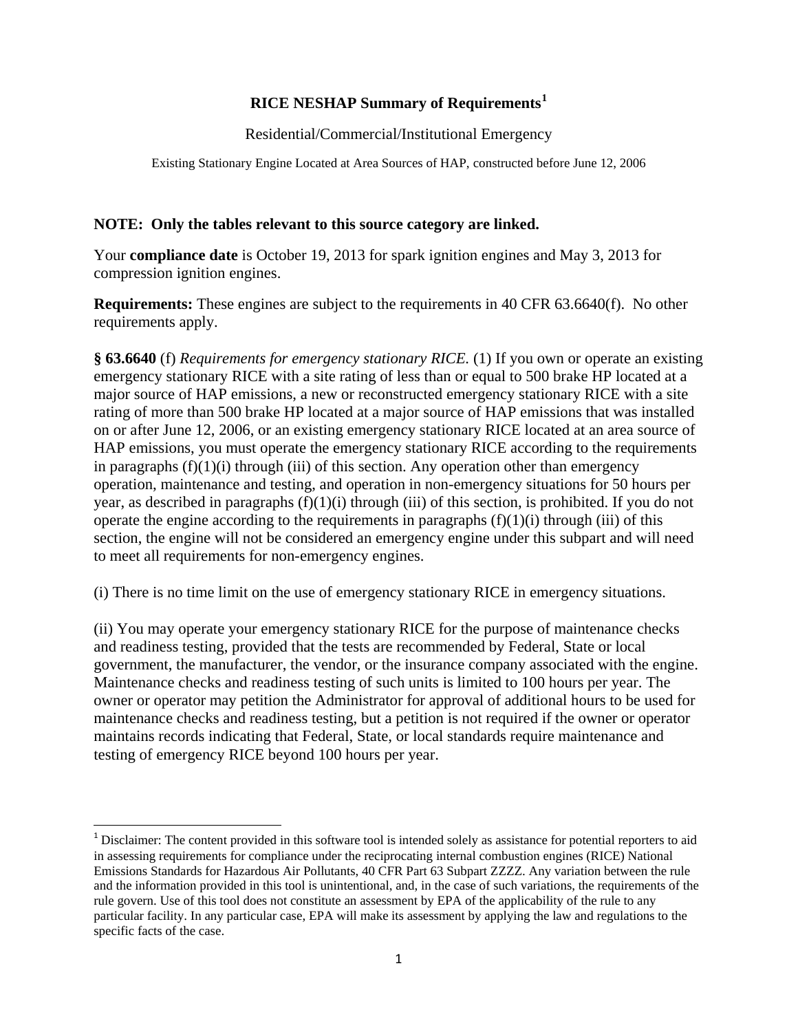# RICE NESHAP Summary of Requirements[1]

Residential/Commercial/Institutional Emergency

Existing Stationary Engine Located at Area Sources of HAP, constructed before June 12, 2006

**NOTE: Only the tables relevant to this source category are linked.**

Your **compliance date** is October 19, 2013 for spark ignition engines and May 3, 2013 for compression ignition engines.

**Requirements:** These engines are subject to the requirements in 40 CFR 63.6640(f). No other requirements apply.

**§ 63.6640** (f) *Requirements for emergency stationary RICE.* (1) If you own or operate an existing emergency stationary RICE with a site rating of less than or equal to 500 brake HP located at a major source of HAP emissions, a new or reconstructed emergency stationary RICE with a site rating of more than 500 brake HP located at a major source of HAP emissions that was installed on or after June 12, 2006, or an existing emergency stationary RICE located at an area source of HAP emissions, you must operate the emergency stationary RICE according to the requirements in paragraphs (f)(1)(i) through (iii) of this section. Any operation other than emergency operation, maintenance and testing, and operation in non-emergency situations for 50 hours per year, as described in paragraphs (f)(1)(i) through (iii) of this section, is prohibited. If you do not operate the engine according to the requirements in paragraphs (f)(1)(i) through (iii) of this section, the engine will not be considered an emergency engine under this subpart and will need to meet all requirements for non-emergency engines.

(i) There is no time limit on the use of emergency stationary RICE in emergency situations.

(ii) You may operate your emergency stationary RICE for the purpose of maintenance checks and readiness testing, provided that the tests are recommended by Federal, State or local government, the manufacturer, the vendor, or the insurance company associated with the engine. Maintenance checks and readiness testing of such units is limited to 100 hours per year. The owner or operator may petition the Administrator for approval of additional hours to be used for maintenance checks and readiness testing, but a petition is not required if the owner or operator maintains records indicating that Federal, State, or local standards require maintenance and testing of emergency RICE beyond 100 hours per year.

---

[1] Disclaimer: The content provided in this software tool is intended solely as assistance for potential reporters to aid in assessing requirements for compliance under the reciprocating internal combustion engines (RICE) National Emissions Standards for Hazardous Air Pollutants, 40 CFR Part 63 Subpart ZZZZ. Any variation between the rule and the information provided in this tool is unintentional, and, in the case of such variations, the requirements of the rule govern. Use of this tool does not constitute an assessment by EPA of the applicability of the rule to any particular facility. In any particular case, EPA will make its assessment by applying the law and regulations to the specific facts of the case.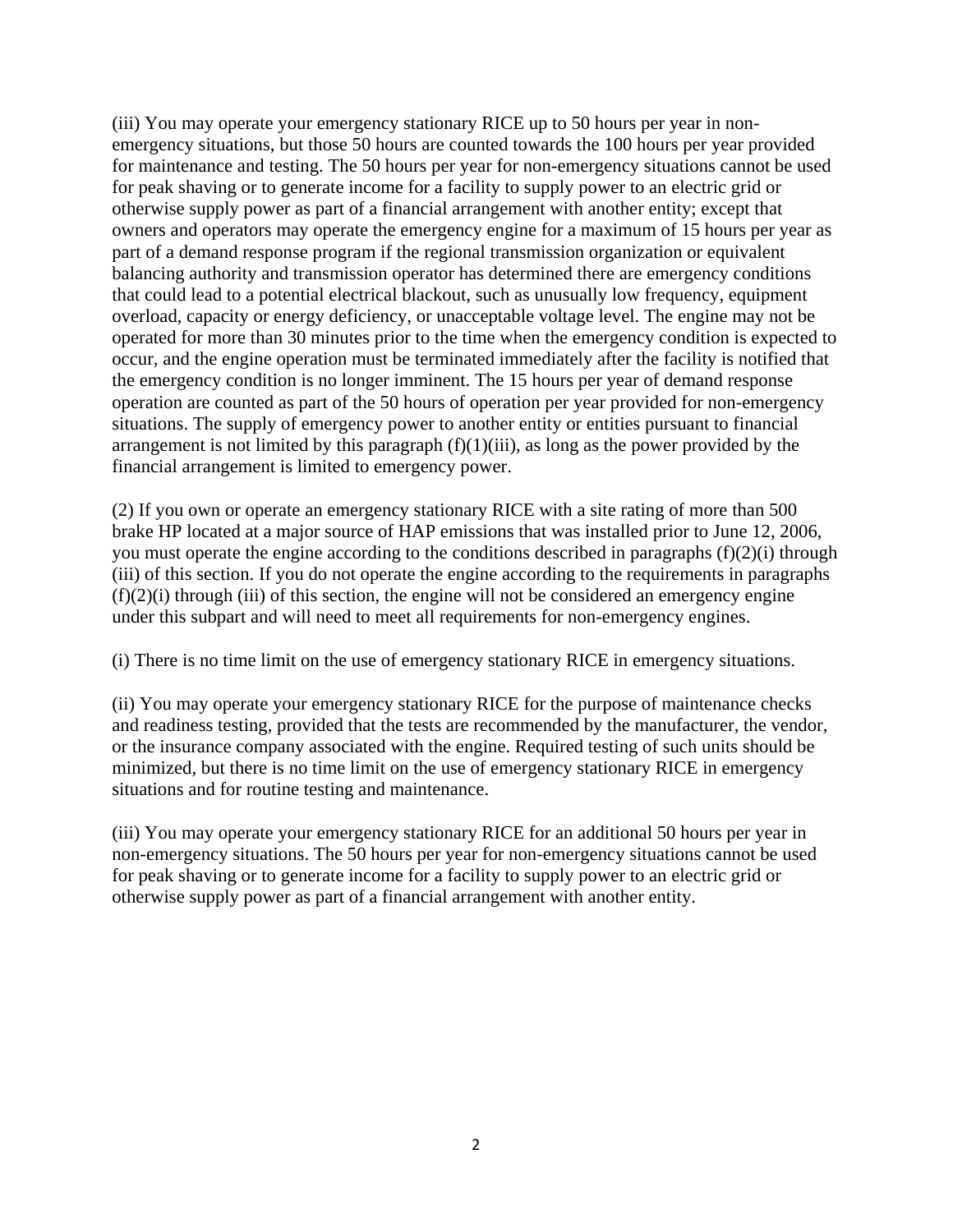(iii) You may operate your emergency stationary RICE up to 50 hours per year in non-emergency situations, but those 50 hours are counted towards the 100 hours per year provided for maintenance and testing. The 50 hours per year for non-emergency situations cannot be used for peak shaving or to generate income for a facility to supply power to an electric grid or otherwise supply power as part of a financial arrangement with another entity; except that owners and operators may operate the emergency engine for a maximum of 15 hours per year as part of a demand response program if the regional transmission organization or equivalent balancing authority and transmission operator has determined there are emergency conditions that could lead to a potential electrical blackout, such as unusually low frequency, equipment overload, capacity or energy deficiency, or unacceptable voltage level. The engine may not be operated for more than 30 minutes prior to the time when the emergency condition is expected to occur, and the engine operation must be terminated immediately after the facility is notified that the emergency condition is no longer imminent. The 15 hours per year of demand response operation are counted as part of the 50 hours of operation per year provided for non-emergency situations. The supply of emergency power to another entity or entities pursuant to financial arrangement is not limited by this paragraph (f)(1)(iii), as long as the power provided by the financial arrangement is limited to emergency power.

(2) If you own or operate an emergency stationary RICE with a site rating of more than 500 brake HP located at a major source of HAP emissions that was installed prior to June 12, 2006, you must operate the engine according to the conditions described in paragraphs (f)(2)(i) through (iii) of this section. If you do not operate the engine according to the requirements in paragraphs (f)(2)(i) through (iii) of this section, the engine will not be considered an emergency engine under this subpart and will need to meet all requirements for non-emergency engines.

(i) There is no time limit on the use of emergency stationary RICE in emergency situations.

(ii) You may operate your emergency stationary RICE for the purpose of maintenance checks and readiness testing, provided that the tests are recommended by the manufacturer, the vendor, or the insurance company associated with the engine. Required testing of such units should be minimized, but there is no time limit on the use of emergency stationary RICE in emergency situations and for routine testing and maintenance.

(iii) You may operate your emergency stationary RICE for an additional 50 hours per year in non-emergency situations. The 50 hours per year for non-emergency situations cannot be used for peak shaving or to generate income for a facility to supply power to an electric grid or otherwise supply power as part of a financial arrangement with another entity.